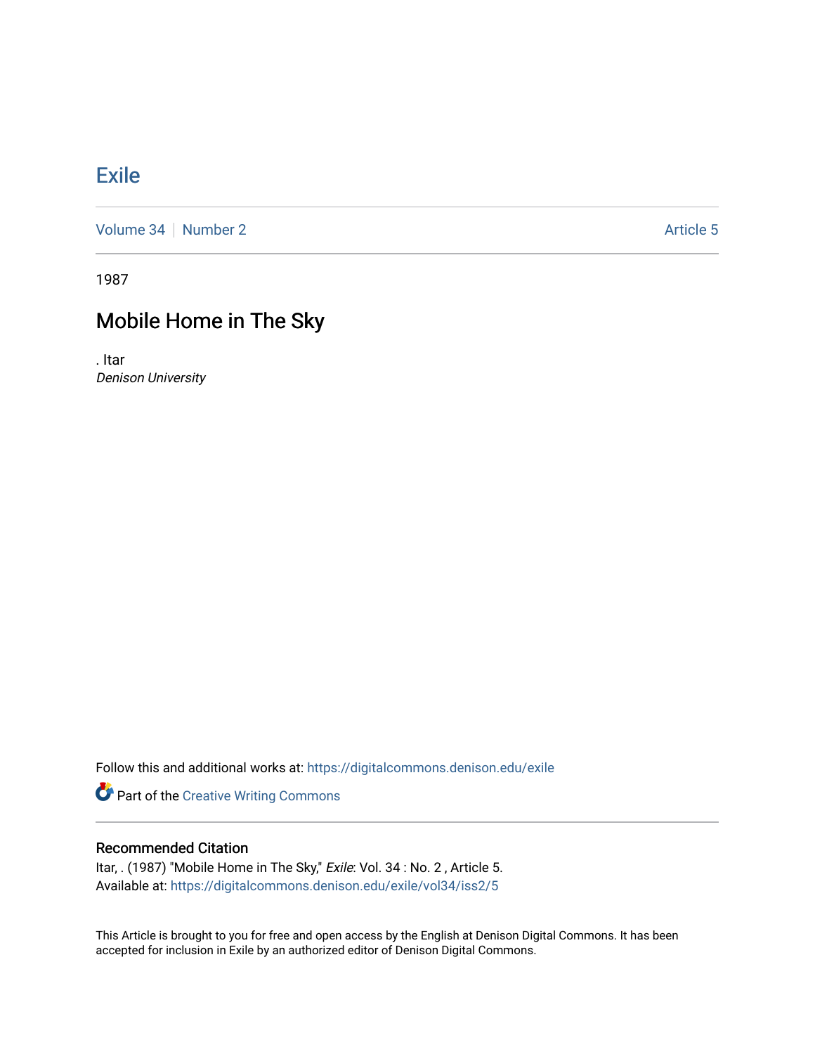# Exile

Volume 34 | Number 2 | Article 5

1987

## Mobile Home in The Sky

. Itar
*Denison University*

Follow this and additional works at: https://digitalcommons.denison.edu/exile

Part of the Creative Writing Commons

### Recommended Citation

Itar, . (1987) "Mobile Home in The Sky," *Exile*: Vol. 34 : No. 2 , Article 5.
Available at: https://digitalcommons.denison.edu/exile/vol34/iss2/5

This Article is brought to you for free and open access by the English at Denison Digital Commons. It has been accepted for inclusion in Exile by an authorized editor of Denison Digital Commons.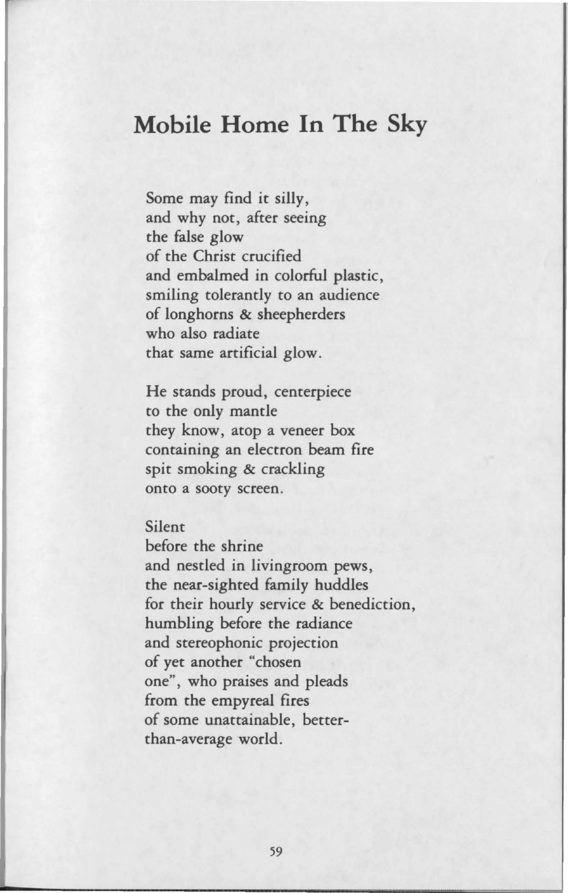## Mobile Home In The Sky

Some may find it silly,  
and why not, after seeing  
the false glow  
of the Christ crucified  
and embalmed in colorful plastic,  
smiling tolerantly to an audience  
of longhorns & sheepherders  
who also radiate  
that same artificial glow.

He stands proud, centerpiece  
to the only mantle  
they know, atop a veneer box  
containing an electron beam fire  
spit smoking & crackling  
onto a sooty screen.

Silent  
before the shrine  
and nestled in livingroom pews,  
the near-sighted family huddles  
for their hourly service & benediction,  
humbling before the radiance  
and stereophonic projection  
of yet another "chosen  
one", who praises and pleads  
from the empyreal fires  
of some unattainable, better-  
than-average world.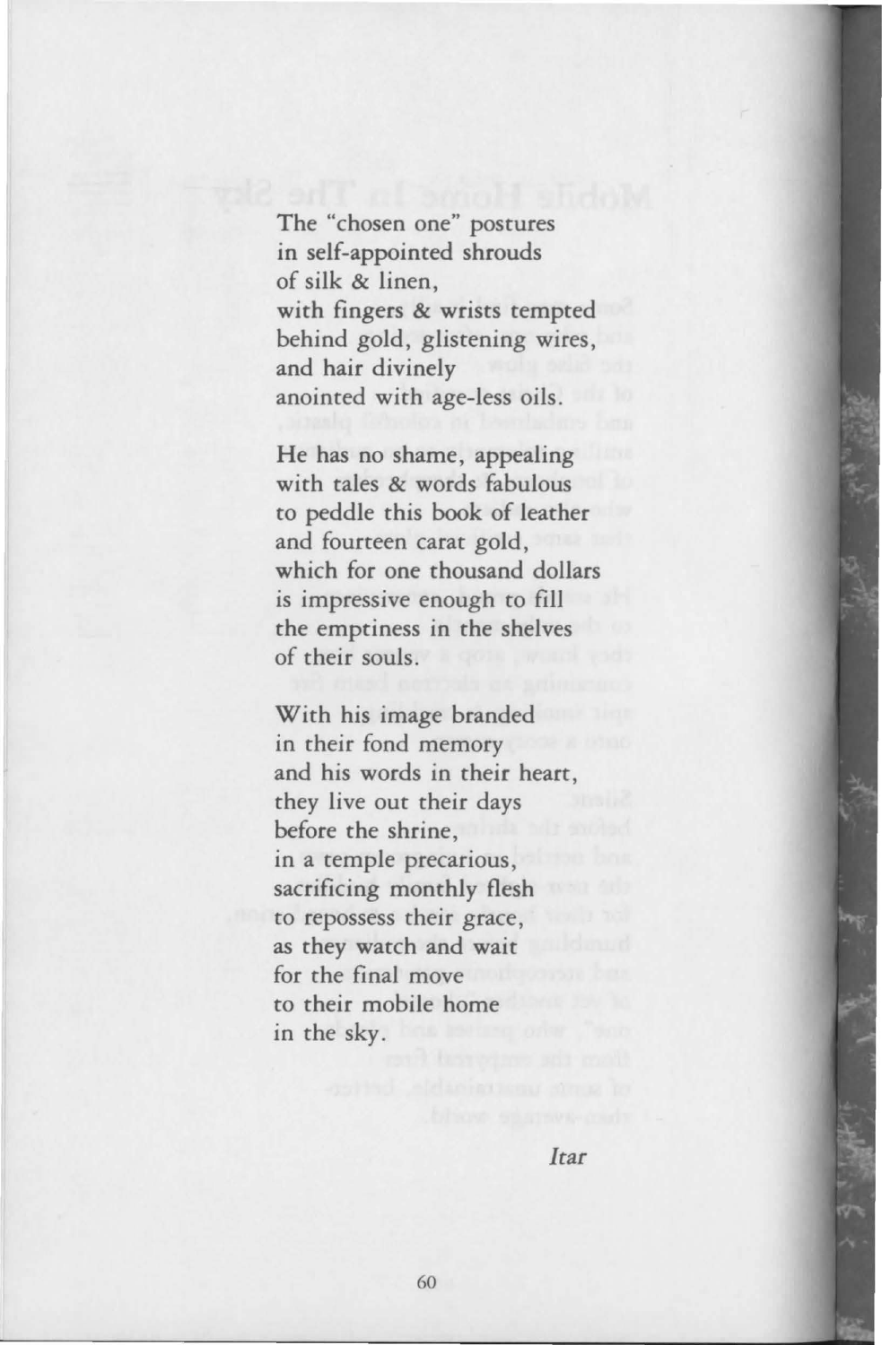The "chosen one" postures
in self-appointed shrouds
of silk & linen,
with fingers & wrists tempted
behind gold, glistening wires,
and hair divinely
anointed with age-less oils.

He has no shame, appealing
with tales & words fabulous
to peddle this book of leather
and fourteen carat gold,
which for one thousand dollars
is impressive enough to fill
the emptiness in the shelves
of their souls.

With his image branded
in their fond memory
and his words in their heart,
they live out their days
before the shrine,
in a temple precarious,
sacrificing monthly flesh
to repossess their grace,
as they watch and wait
for the final move
to their mobile home
in the sky.

*Itar*